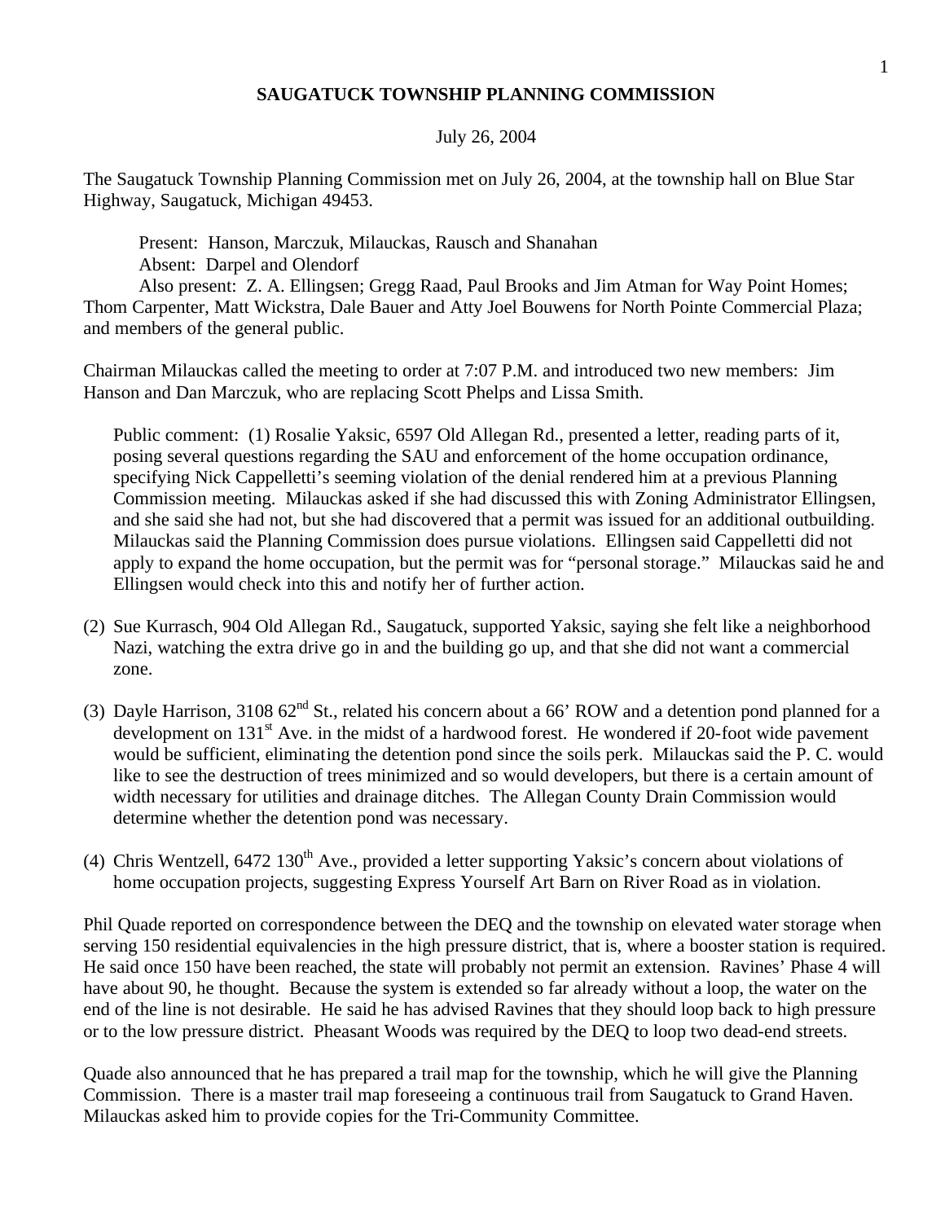# SAUGATUCK TOWNSHIP PLANNING COMMISSION

July 26, 2004

The Saugatuck Township Planning Commission met on July 26, 2004, at the township hall on Blue Star Highway, Saugatuck, Michigan 49453.

Present: Hanson, Marczuk, Milauckas, Rausch and Shanahan
Absent: Darpel and Olendorf
Also present: Z. A. Ellingsen; Gregg Raad, Paul Brooks and Jim Atman for Way Point Homes; Thom Carpenter, Matt Wickstra, Dale Bauer and Atty Joel Bouwens for North Pointe Commercial Plaza; and members of the general public.

Chairman Milauckas called the meeting to order at 7:07 P.M. and introduced two new members: Jim Hanson and Dan Marczuk, who are replacing Scott Phelps and Lissa Smith.

Public comment: (1) Rosalie Yaksic, 6597 Old Allegan Rd., presented a letter, reading parts of it, posing several questions regarding the SAU and enforcement of the home occupation ordinance, specifying Nick Cappelletti's seeming violation of the denial rendered him at a previous Planning Commission meeting. Milauckas asked if she had discussed this with Zoning Administrator Ellingsen, and she said she had not, but she had discovered that a permit was issued for an additional outbuilding. Milauckas said the Planning Commission does pursue violations. Ellingsen said Cappelletti did not apply to expand the home occupation, but the permit was for "personal storage." Milauckas said he and Ellingsen would check into this and notify her of further action.

(2) Sue Kurrasch, 904 Old Allegan Rd., Saugatuck, supported Yaksic, saying she felt like a neighborhood Nazi, watching the extra drive go in and the building go up, and that she did not want a commercial zone.

(3) Dayle Harrison, 3108 62nd St., related his concern about a 66' ROW and a detention pond planned for a development on 131st Ave. in the midst of a hardwood forest. He wondered if 20-foot wide pavement would be sufficient, eliminating the detention pond since the soils perk. Milauckas said the P. C. would like to see the destruction of trees minimized and so would developers, but there is a certain amount of width necessary for utilities and drainage ditches. The Allegan County Drain Commission would determine whether the detention pond was necessary.

(4) Chris Wentzell, 6472 130th Ave., provided a letter supporting Yaksic's concern about violations of home occupation projects, suggesting Express Yourself Art Barn on River Road as in violation.

Phil Quade reported on correspondence between the DEQ and the township on elevated water storage when serving 150 residential equivalencies in the high pressure district, that is, where a booster station is required. He said once 150 have been reached, the state will probably not permit an extension. Ravines' Phase 4 will have about 90, he thought. Because the system is extended so far already without a loop, the water on the end of the line is not desirable. He said he has advised Ravines that they should loop back to high pressure or to the low pressure district. Pheasant Woods was required by the DEQ to loop two dead-end streets.

Quade also announced that he has prepared a trail map for the township, which he will give the Planning Commission. There is a master trail map foreseeing a continuous trail from Saugatuck to Grand Haven. Milauckas asked him to provide copies for the Tri-Community Committee.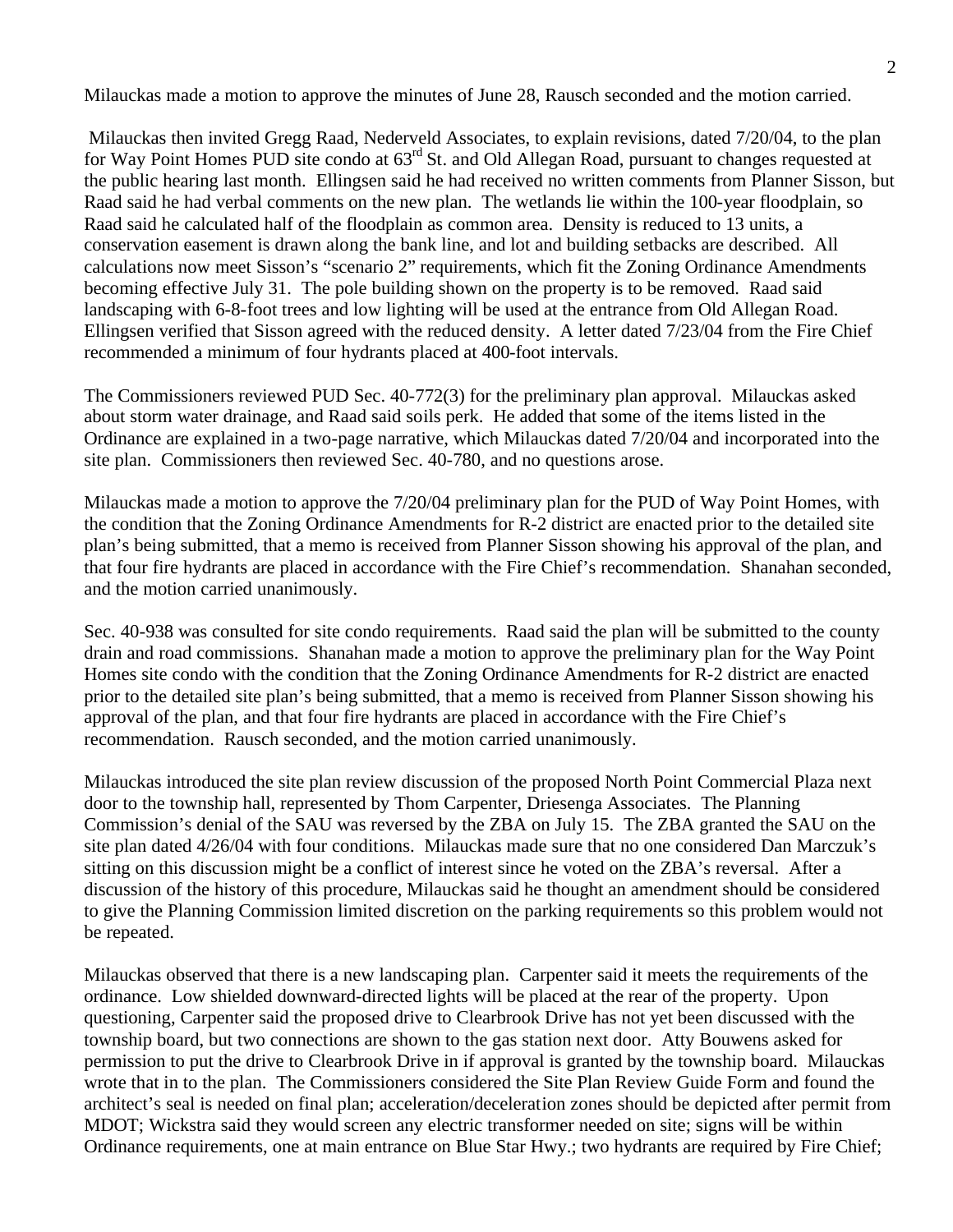Milauckas made a motion to approve the minutes of June 28, Rausch seconded and the motion carried.

Milauckas then invited Gregg Raad, Nederveld Associates, to explain revisions, dated 7/20/04, to the plan for Way Point Homes PUD site condo at 63rd St. and Old Allegan Road, pursuant to changes requested at the public hearing last month. Ellingsen said he had received no written comments from Planner Sisson, but Raad said he had verbal comments on the new plan. The wetlands lie within the 100-year floodplain, so Raad said he calculated half of the floodplain as common area. Density is reduced to 13 units, a conservation easement is drawn along the bank line, and lot and building setbacks are described. All calculations now meet Sisson's "scenario 2" requirements, which fit the Zoning Ordinance Amendments becoming effective July 31. The pole building shown on the property is to be removed. Raad said landscaping with 6-8-foot trees and low lighting will be used at the entrance from Old Allegan Road. Ellingsen verified that Sisson agreed with the reduced density. A letter dated 7/23/04 from the Fire Chief recommended a minimum of four hydrants placed at 400-foot intervals.

The Commissioners reviewed PUD Sec. 40-772(3) for the preliminary plan approval. Milauckas asked about storm water drainage, and Raad said soils perk. He added that some of the items listed in the Ordinance are explained in a two-page narrative, which Milauckas dated 7/20/04 and incorporated into the site plan. Commissioners then reviewed Sec. 40-780, and no questions arose.

Milauckas made a motion to approve the 7/20/04 preliminary plan for the PUD of Way Point Homes, with the condition that the Zoning Ordinance Amendments for R-2 district are enacted prior to the detailed site plan's being submitted, that a memo is received from Planner Sisson showing his approval of the plan, and that four fire hydrants are placed in accordance with the Fire Chief's recommendation. Shanahan seconded, and the motion carried unanimously.

Sec. 40-938 was consulted for site condo requirements. Raad said the plan will be submitted to the county drain and road commissions. Shanahan made a motion to approve the preliminary plan for the Way Point Homes site condo with the condition that the Zoning Ordinance Amendments for R-2 district are enacted prior to the detailed site plan's being submitted, that a memo is received from Planner Sisson showing his approval of the plan, and that four fire hydrants are placed in accordance with the Fire Chief's recommendation. Rausch seconded, and the motion carried unanimously.

Milauckas introduced the site plan review discussion of the proposed North Point Commercial Plaza next door to the township hall, represented by Thom Carpenter, Driesenga Associates. The Planning Commission's denial of the SAU was reversed by the ZBA on July 15. The ZBA granted the SAU on the site plan dated 4/26/04 with four conditions. Milauckas made sure that no one considered Dan Marczuk's sitting on this discussion might be a conflict of interest since he voted on the ZBA's reversal. After a discussion of the history of this procedure, Milauckas said he thought an amendment should be considered to give the Planning Commission limited discretion on the parking requirements so this problem would not be repeated.

Milauckas observed that there is a new landscaping plan. Carpenter said it meets the requirements of the ordinance. Low shielded downward-directed lights will be placed at the rear of the property. Upon questioning, Carpenter said the proposed drive to Clearbrook Drive has not yet been discussed with the township board, but two connections are shown to the gas station next door. Atty Bouwens asked for permission to put the drive to Clearbrook Drive in if approval is granted by the township board. Milauckas wrote that in to the plan. The Commissioners considered the Site Plan Review Guide Form and found the architect's seal is needed on final plan; acceleration/deceleration zones should be depicted after permit from MDOT; Wickstra said they would screen any electric transformer needed on site; signs will be within Ordinance requirements, one at main entrance on Blue Star Hwy.; two hydrants are required by Fire Chief;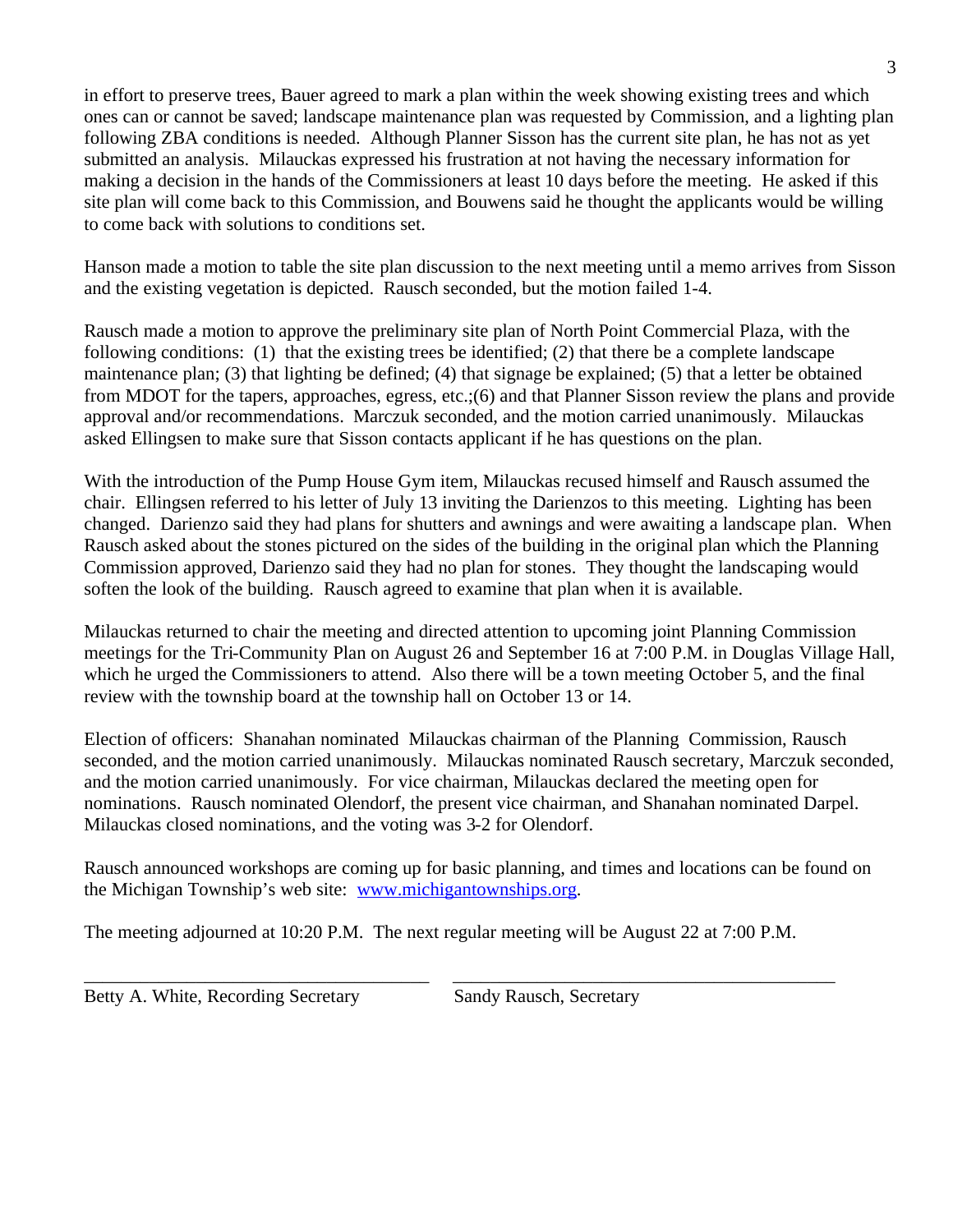in effort to preserve trees, Bauer agreed to mark a plan within the week showing existing trees and which ones can or cannot be saved; landscape maintenance plan was requested by Commission, and a lighting plan following ZBA conditions is needed. Although Planner Sisson has the current site plan, he has not as yet submitted an analysis. Milauckas expressed his frustration at not having the necessary information for making a decision in the hands of the Commissioners at least 10 days before the meeting. He asked if this site plan will come back to this Commission, and Bouwens said he thought the applicants would be willing to come back with solutions to conditions set.

Hanson made a motion to table the site plan discussion to the next meeting until a memo arrives from Sisson and the existing vegetation is depicted. Rausch seconded, but the motion failed 1-4.

Rausch made a motion to approve the preliminary site plan of North Point Commercial Plaza, with the following conditions: (1) that the existing trees be identified; (2) that there be a complete landscape maintenance plan; (3) that lighting be defined; (4) that signage be explained; (5) that a letter be obtained from MDOT for the tapers, approaches, egress, etc.;(6) and that Planner Sisson review the plans and provide approval and/or recommendations. Marczuk seconded, and the motion carried unanimously. Milauckas asked Ellingsen to make sure that Sisson contacts applicant if he has questions on the plan.

With the introduction of the Pump House Gym item, Milauckas recused himself and Rausch assumed the chair. Ellingsen referred to his letter of July 13 inviting the Darienzos to this meeting. Lighting has been changed. Darienzo said they had plans for shutters and awnings and were awaiting a landscape plan. When Rausch asked about the stones pictured on the sides of the building in the original plan which the Planning Commission approved, Darienzo said they had no plan for stones. They thought the landscaping would soften the look of the building. Rausch agreed to examine that plan when it is available.

Milauckas returned to chair the meeting and directed attention to upcoming joint Planning Commission meetings for the Tri-Community Plan on August 26 and September 16 at 7:00 P.M. in Douglas Village Hall, which he urged the Commissioners to attend. Also there will be a town meeting October 5, and the final review with the township board at the township hall on October 13 or 14.

Election of officers: Shanahan nominated Milauckas chairman of the Planning Commission, Rausch seconded, and the motion carried unanimously. Milauckas nominated Rausch secretary, Marczuk seconded, and the motion carried unanimously. For vice chairman, Milauckas declared the meeting open for nominations. Rausch nominated Olendorf, the present vice chairman, and Shanahan nominated Darpel. Milauckas closed nominations, and the voting was 3-2 for Olendorf.

Rausch announced workshops are coming up for basic planning, and times and locations can be found on the Michigan Township's web site: www.michigantownships.org.

The meeting adjourned at 10:20 P.M. The next regular meeting will be August 22 at 7:00 P.M.

\_\_\_\_\_\_\_\_\_\_\_\_\_\_\_\_\_\_\_\_\_\_\_\_\_\_\_\_\_\_\_\_\_\_\_\_ \_\_\_\_\_\_\_\_\_\_\_\_\_\_\_\_\_\_\_\_\_\_\_\_\_\_\_\_\_\_\_\_\_\_\_\_\_\_\_\_

Betty A. White, Recording Secretary Sandy Rausch, Secretary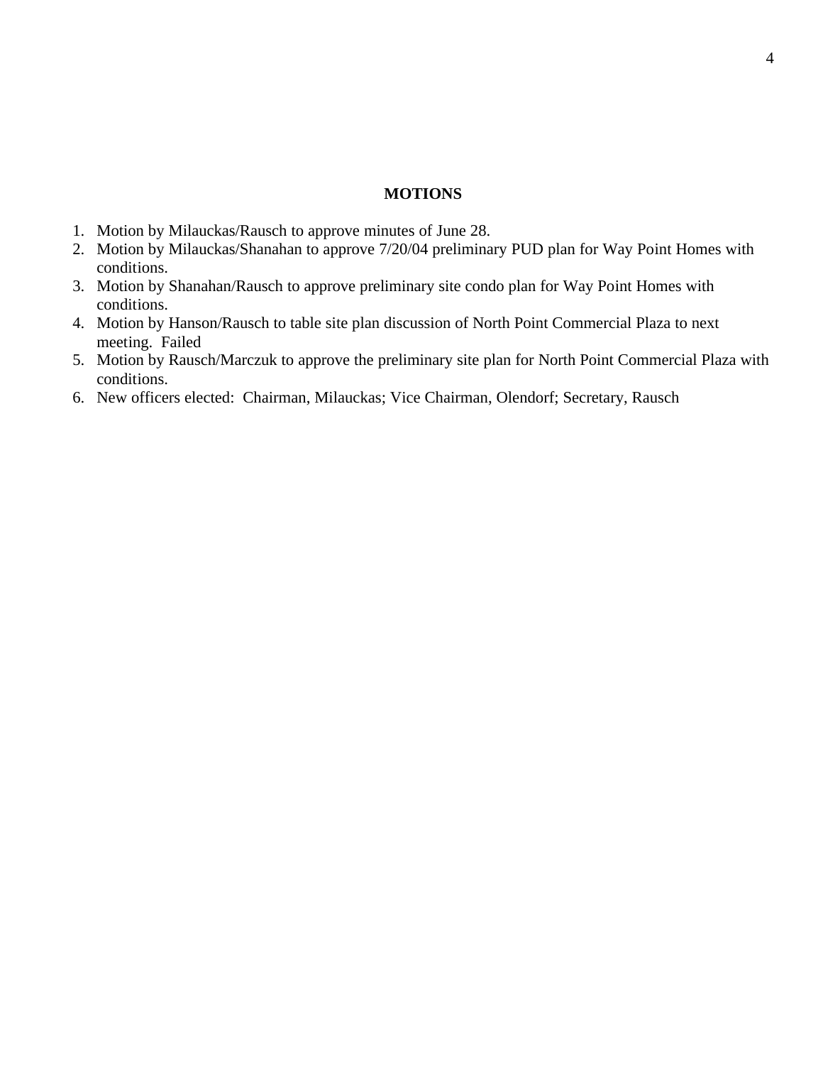## MOTIONS

1. Motion by Milauckas/Rausch to approve minutes of June 28.
2. Motion by Milauckas/Shanahan to approve 7/20/04 preliminary PUD plan for Way Point Homes with conditions.
3. Motion by Shanahan/Rausch to approve preliminary site condo plan for Way Point Homes with conditions.
4. Motion by Hanson/Rausch to table site plan discussion of North Point Commercial Plaza to next meeting. Failed
5. Motion by Rausch/Marczuk to approve the preliminary site plan for North Point Commercial Plaza with conditions.
6. New officers elected: Chairman, Milauckas; Vice Chairman, Olendorf; Secretary, Rausch